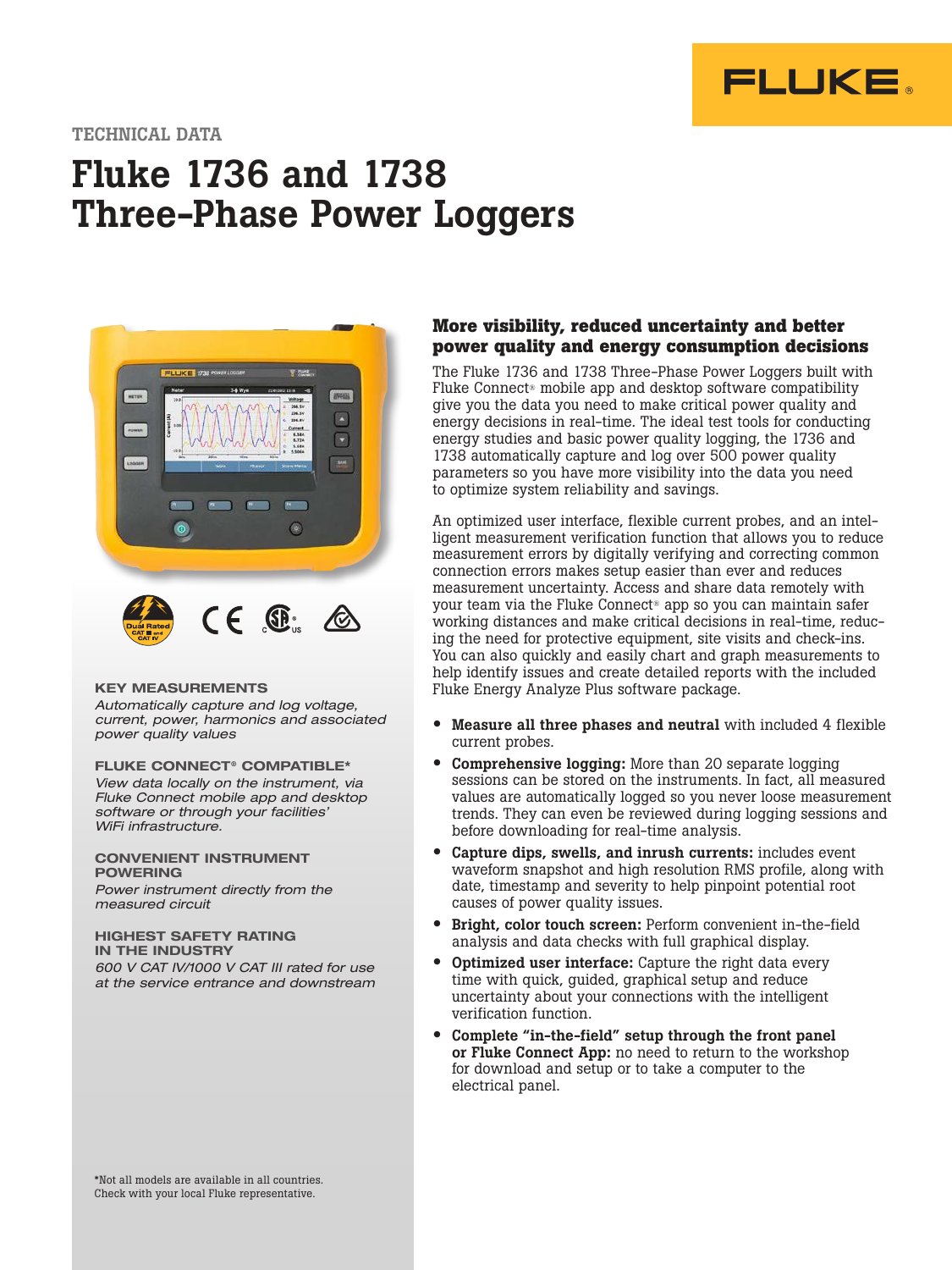TECHNICAL DATA

# Fluke 1736 and 1738 Three-Phase Power Loggers

**KEY MEASUREMENTS**

*Automatically capture and log voltage, current, power, harmonics and associated power quality values*

**FLUKE CONNECT® COMPATIBLE***

*View data locally on the instrument, via Fluke Connect mobile app and desktop software or through your facilities' WiFi infrastructure.*

**CONVENIENT INSTRUMENT POWERING**

*Power instrument directly from the measured circuit*

**HIGHEST SAFETY RATING IN THE INDUSTRY**

*600 V CAT IV/1000 V CAT III rated for use at the service entrance and downstream*

*Not all models are available in all countries. Check with your local Fluke representative.

## More visibility, reduced uncertainty and better power quality and energy consumption decisions

The Fluke 1736 and 1738 Three-Phase Power Loggers built with Fluke Connect® mobile app and desktop software compatibility give you the data you need to make critical power quality and energy decisions in real-time. The ideal test tools for conducting energy studies and basic power quality logging, the 1736 and 1738 automatically capture and log over 500 power quality parameters so you have more visibility into the data you need to optimize system reliability and savings.

An optimized user interface, flexible current probes, and an intelligent measurement verification function that allows you to reduce measurement errors by digitally verifying and correcting common connection errors makes setup easier than ever and reduces measurement uncertainty. Access and share data remotely with your team via the Fluke Connect® app so you can maintain safer working distances and make critical decisions in real-time, reducing the need for protective equipment, site visits and check-ins. You can also quickly and easily chart and graph measurements to help identify issues and create detailed reports with the included Fluke Energy Analyze Plus software package.

- **Measure all three phases and neutral** with included 4 flexible current probes.
- **Comprehensive logging:** More than 20 separate logging sessions can be stored on the instruments. In fact, all measured values are automatically logged so you never loose measurement trends. They can even be reviewed during logging sessions and before downloading for real-time analysis.
- **Capture dips, swells, and inrush currents:** includes event waveform snapshot and high resolution RMS profile, along with date, timestamp and severity to help pinpoint potential root causes of power quality issues.
- **Bright, color touch screen:** Perform convenient in-the-field analysis and data checks with full graphical display.
- **Optimized user interface:** Capture the right data every time with quick, guided, graphical setup and reduce uncertainty about your connections with the intelligent verification function.
- **Complete "in-the-field" setup through the front panel or Fluke Connect App:** no need to return to the workshop for download and setup or to take a computer to the electrical panel.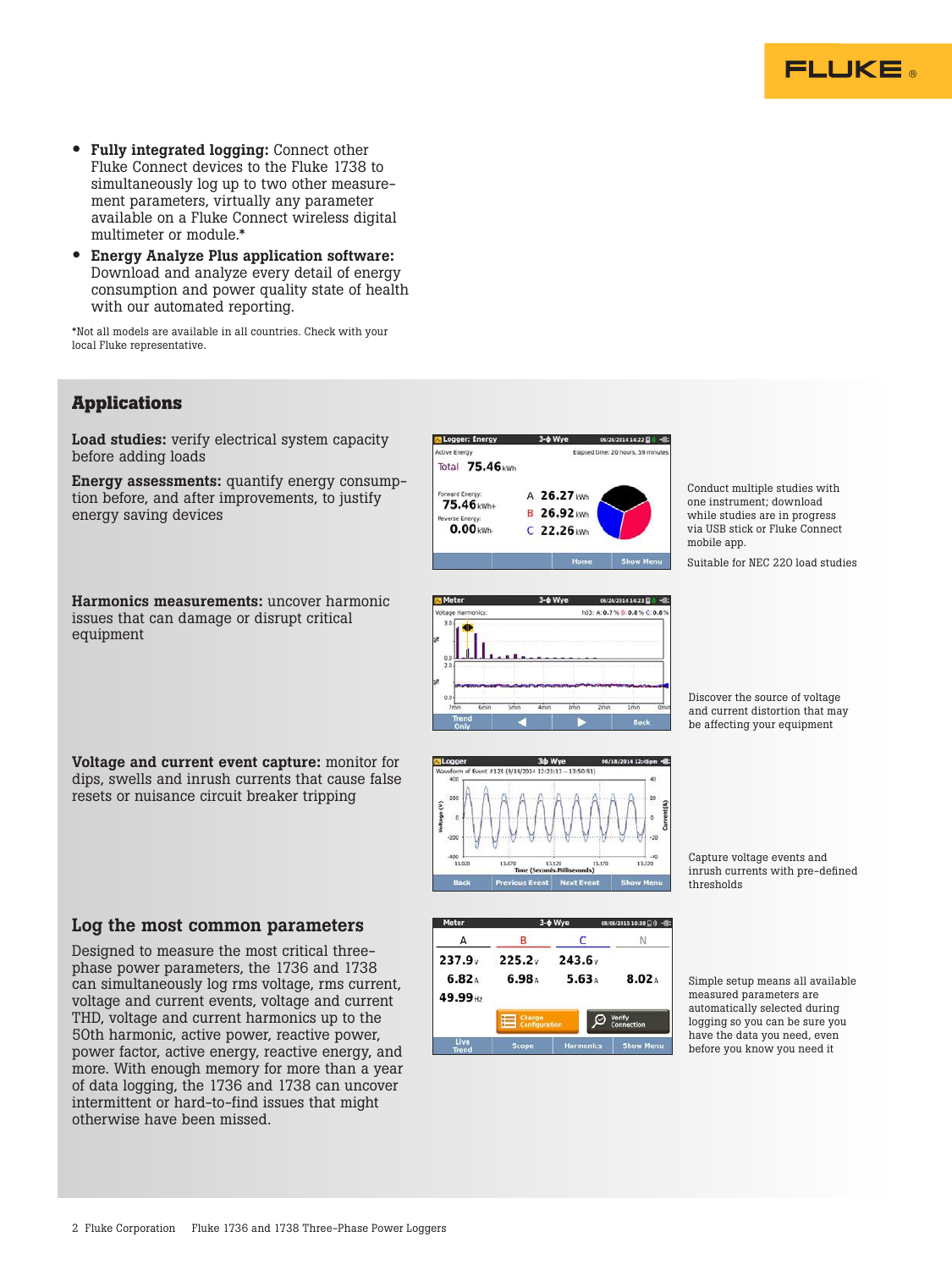- **Fully integrated logging:** Connect other Fluke Connect devices to the Fluke 1738 to simultaneously log up to two other measurement parameters, virtually any parameter available on a Fluke Connect wireless digital multimeter or module.*
- **Energy Analyze Plus application software:** Download and analyze every detail of energy consumption and power quality state of health with our automated reporting.

*Not all models are available in all countries. Check with your local Fluke representative.

## Applications

**Load studies:** verify electrical system capacity before adding loads

**Energy assessments:** quantify energy consumption before, and after improvements, to justify energy saving devices

Conduct multiple studies with one instrument; download while studies are in progress via USB stick or Fluke Connect mobile app.

Suitable for NEC 220 load studies

**Harmonics measurements:** uncover harmonic issues that can damage or disrupt critical equipment

Discover the source of voltage and current distortion that may be affecting your equipment

**Voltage and current event capture:** monitor for dips, swells and inrush currents that cause false resets or nuisance circuit breaker tripping

Capture voltage events and inrush currents with pre-defined thresholds

## Log the most common parameters

Designed to measure the most critical three-phase power parameters, the 1736 and 1738 can simultaneously log rms voltage, rms current, voltage and current events, voltage and current THD, voltage and current harmonics up to the 50th harmonic, active power, reactive power, power factor, active energy, reactive energy, and more. With enough memory for more than a year of data logging, the 1736 and 1738 can uncover intermittent or hard-to-find issues that might otherwise have been missed.

Simple setup means all available measured parameters are automatically selected during logging so you can be sure you have the data you need, even before you know you need it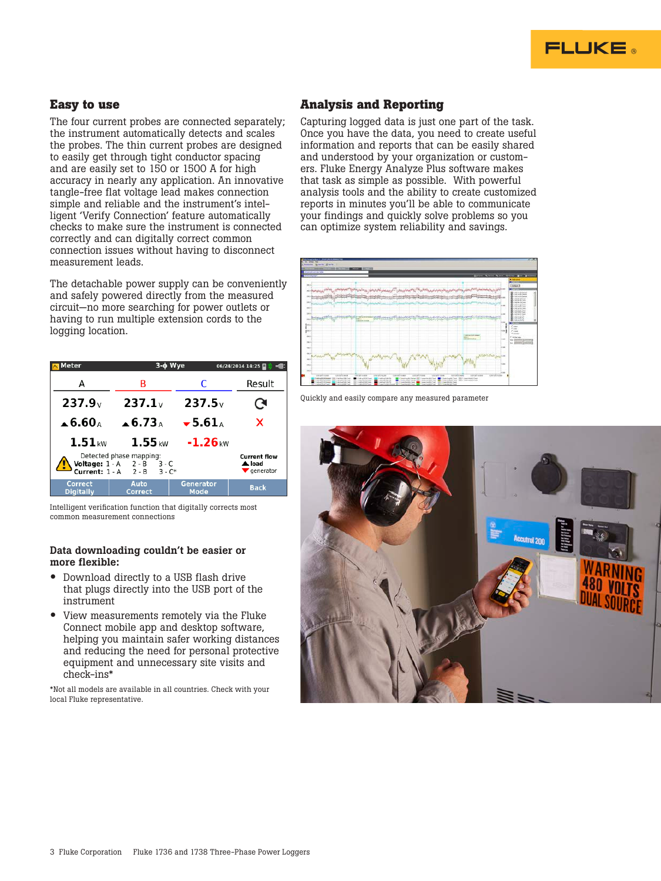## Easy to use

The four current probes are connected separately; the instrument automatically detects and scales the probes. The thin current probes are designed to easily get through tight conductor spacing and are easily set to 150 or 1500 A for high accuracy in nearly any application. An innovative tangle-free flat voltage lead makes connection simple and reliable and the instrument's intelligent 'Verify Connection' feature automatically checks to make sure the instrument is connected correctly and can digitally correct common connection issues without having to disconnect measurement leads.

The detachable power supply can be conveniently and safely powered directly from the measured circuit—no more searching for power outlets or having to run multiple extension cords to the logging location.

Intelligent verification function that digitally corrects most common measurement connections

### Data downloading couldn't be easier or more flexible:

- Download directly to a USB flash drive that plugs directly into the USB port of the instrument
- View measurements remotely via the Fluke Connect mobile app and desktop software, helping you maintain safer working distances and reducing the need for personal protective equipment and unnecessary site visits and check-ins*

*Not all models are available in all countries. Check with your local Fluke representative.

## Analysis and Reporting

Capturing logged data is just one part of the task. Once you have the data, you need to create useful information and reports that can be easily shared and understood by your organization or customers. Fluke Energy Analyze Plus software makes that task as simple as possible. With powerful analysis tools and the ability to create customized reports in minutes you'll be able to communicate your findings and quickly solve problems so you can optimize system reliability and savings.

Quickly and easily compare any measured parameter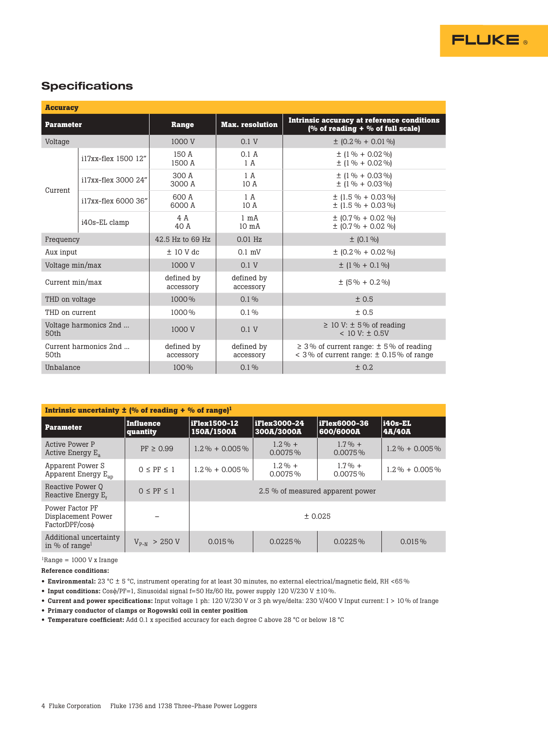## Specifications

| Accuracy | | | | |
|---|---|---|---|---|
| **Parameter** | | **Range** | **Max. resolution** | **Intrinsic accuracy at reference conditions (% of reading + % of full scale)** |
| Voltage | | 1000 V | 0.1 V | ± (0.2 % + 0.01 %) |
| Current | i17xx-flex 1500 12″ | 150 A<br>1500 A | 0.1 A<br>1 A | ± (1 % + 0.02 %)<br>± (1 % + 0.02 %) |
| | i17xx-flex 3000 24″ | 300 A<br>3000 A | 1 A<br>10 A | ± (1 % + 0.03 %)<br>± (1 % + 0.03 %) |
| | i17xx-flex 6000 36″ | 600 A<br>6000 A | 1 A<br>10 A | ± (1.5 % + 0.03 %)<br>± (1.5 % + 0.03 %) |
| | i40s-EL clamp | 4 A<br>40 A | 1 mA<br>10 mA | ± (0.7 % + 0.02 %)<br>± (0.7 % + 0.02 %) |
| Frequency | | 42.5 Hz to 69 Hz | 0.01 Hz | ± (0.1 %) |
| Aux input | | ± 10 V dc | 0.1 mV | ± (0.2 % + 0.02 %) |
| Voltage min/max | | 1000 V | 0.1 V | ± (1 % + 0.1 %) |
| Current min/max | | defined by accessory | defined by accessory | ± (5 % + 0.2 %) |
| THD on voltage | | 1000 % | 0.1 % | ± 0.5 |
| THD on current | | 1000 % | 0.1 % | ± 0.5 |
| Voltage harmonics 2nd ... 50th | | 1000 V | 0.1 V | ≥ 10 V: ± 5 % of reading<br>< 10 V: ± 0.5V |
| Current harmonics 2nd ... 50th | | defined by accessory | defined by accessory | ≥ 3 % of current range: ± 5 % of reading<br>< 3 % of current range: ± 0.15 % of range |
| Unbalance | | 100 % | 0.1 % | ± 0.2 |

| Intrinsic uncertainty ± (% of reading + % of range)[1] | | | | | |
|---|---|---|---|---|---|
| **Parameter** | **Influence quantity** | **iFlex1500-12 150A/1500A** | **iFlex3000-24 300A/3000A** | **iFlex6000-36 600/6000A** | **i40s-EL 4A/40A** |
| Active Power P<br>Active Energy $E_a$ | PF ≥ 0.99 | 1.2 % + 0.005 % | 1.2 % + 0.0075 % | 1.7 % + 0.0075 % | 1.2 % + 0.005 % |
| Apparent Power S<br>Apparent Energy $E_{ap}$ | 0 ≤ PF ≤ 1 | 1.2 % + 0.005 % | 1.2 % + 0.0075 % | 1.7 % + 0.0075 % | 1.2 % + 0.005 % |
| Reactive Power Q<br>Reactive Energy $E_r$ | 0 ≤ PF ≤ 1 | 2.5 % of measured apparent power | | | |
| Power Factor PF<br>Displacement Power FactorDPF/cosϕ | – | ± 0.025 | | | |
| Additional uncertainty in % of range[1] | $V_{P-N}$ > 250 V | 0.015 % | 0.0225 % | 0.0225 % | 0.015 % |

[1]Range = 1000 V x Irange

**Reference conditions:**

- **Environmental:** 23 °C ± 5 °C, instrument operating for at least 30 minutes, no external electrical/magnetic field, RH <65 %
- **Input conditions:** Cosϕ/PF=1, Sinusoidal signal f=50 Hz/60 Hz, power supply 120 V/230 V ±10 %.
- **Current and power specifications:** Input voltage 1 ph: 120 V/230 V or 3 ph wye/delta: 230 V/400 V Input current: I > 10 % of Irange
- **Primary conductor of clamps or Rogowski coil in center position**
- **Temperature coefficient:** Add 0.1 x specified accuracy for each degree C above 28 °C or below 18 °C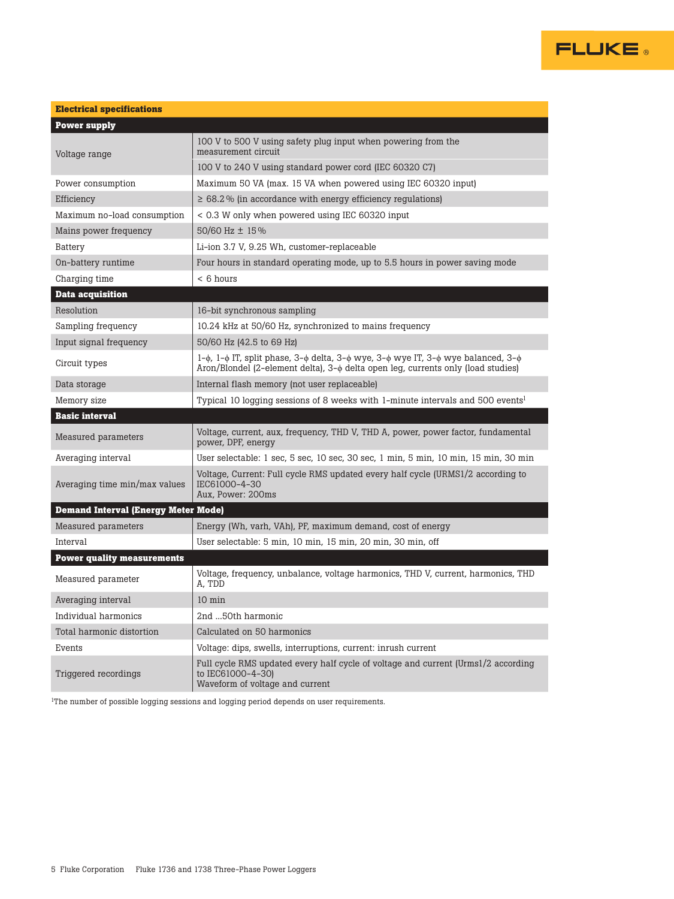| Electrical specifications | |
|---|---|
| **Power supply** | |
| Voltage range | 100 V to 500 V using safety plug input when powering from the measurement circuit |
| | 100 V to 240 V using standard power cord (IEC 60320 C7) |
| Power consumption | Maximum 50 VA (max. 15 VA when powered using IEC 60320 input) |
| Efficiency | ≥ 68.2 % (in accordance with energy efficiency regulations) |
| Maximum no-load consumption | < 0.3 W only when powered using IEC 60320 input |
| Mains power frequency | 50/60 Hz ± 15 % |
| Battery | Li-ion 3.7 V, 9.25 Wh, customer-replaceable |
| On-battery runtime | Four hours in standard operating mode, up to 5.5 hours in power saving mode |
| Charging time | < 6 hours |
| **Data acquisition** | |
| Resolution | 16-bit synchronous sampling |
| Sampling frequency | 10.24 kHz at 50/60 Hz, synchronized to mains frequency |
| Input signal frequency | 50/60 Hz (42.5 to 69 Hz) |
| Circuit types | 1-ϕ, 1-ϕ IT, split phase, 3-ϕ delta, 3-ϕ wye, 3-ϕ wye IT, 3-ϕ wye balanced, 3-ϕ Aron/Blondel (2-element delta), 3-ϕ delta open leg, currents only (load studies) |
| Data storage | Internal flash memory (not user replaceable) |
| Memory size | Typical 10 logging sessions of 8 weeks with 1-minute intervals and 500 events[1] |
| **Basic interval** | |
| Measured parameters | Voltage, current, aux, frequency, THD V, THD A, power, power factor, fundamental power, DPF, energy |
| Averaging interval | User selectable: 1 sec, 5 sec, 10 sec, 30 sec, 1 min, 5 min, 10 min, 15 min, 30 min |
| Averaging time min/max values | Voltage, Current: Full cycle RMS updated every half cycle (URMS1/2 according to IEC61000-4-30<br>Aux, Power: 200ms |
| **Demand Interval (Energy Meter Mode)** | |
| Measured parameters | Energy (Wh, varh, VAh), PF, maximum demand, cost of energy |
| Interval | User selectable: 5 min, 10 min, 15 min, 20 min, 30 min, off |
| **Power quality measurements** | |
| Measured parameter | Voltage, frequency, unbalance, voltage harmonics, THD V, current, harmonics, THD A, TDD |
| Averaging interval | 10 min |
| Individual harmonics | 2nd ...50th harmonic |
| Total harmonic distortion | Calculated on 50 harmonics |
| Events | Voltage: dips, swells, interruptions, current: inrush current |
| Triggered recordings | Full cycle RMS updated every half cycle of voltage and current (Urms1/2 according to IEC61000-4-30)<br>Waveform of voltage and current |

[1]The number of possible logging sessions and logging period depends on user requirements.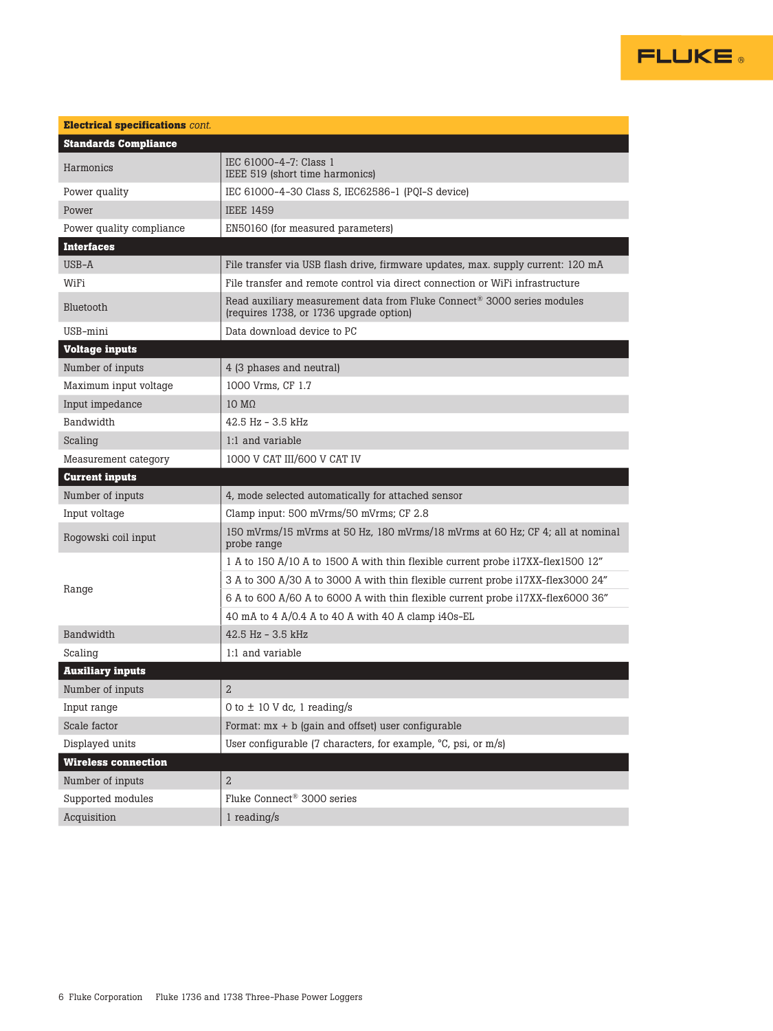| **Electrical specifications** *cont.* | |
|---|---|
| **Standards Compliance** | |
| Harmonics | IEC 61000-4-7: Class 1<br>IEEE 519 (short time harmonics) |
| Power quality | IEC 61000-4-30 Class S, IEC62586-1 (PQI-S device) |
| Power | IEEE 1459 |
| Power quality compliance | EN50160 (for measured parameters) |
| **Interfaces** | |
| USB-A | File transfer via USB flash drive, firmware updates, max. supply current: 120 mA |
| WiFi | File transfer and remote control via direct connection or WiFi infrastructure |
| Bluetooth | Read auxiliary measurement data from Fluke Connect® 3000 series modules (requires 1738, or 1736 upgrade option) |
| USB-mini | Data download device to PC |
| **Voltage inputs** | |
| Number of inputs | 4 (3 phases and neutral) |
| Maximum input voltage | 1000 Vrms, CF 1.7 |
| Input impedance | 10 MΩ |
| Bandwidth | 42.5 Hz - 3.5 kHz |
| Scaling | 1:1 and variable |
| Measurement category | 1000 V CAT III/600 V CAT IV |
| **Current inputs** | |
| Number of inputs | 4, mode selected automatically for attached sensor |
| Input voltage | Clamp input: 500 mVrms/50 mVrms; CF 2.8 |
| Rogowski coil input | 150 mVrms/15 mVrms at 50 Hz, 180 mVrms/18 mVrms at 60 Hz; CF 4; all at nominal probe range |
| Range | 1 A to 150 A/10 A to 1500 A with thin flexible current probe i17XX-flex1500 12” |
| | 3 A to 300 A/30 A to 3000 A with thin flexible current probe i17XX-flex3000 24” |
| | 6 A to 600 A/60 A to 6000 A with thin flexible current probe i17XX-flex6000 36” |
| | 40 mA to 4 A/0.4 A to 40 A with 40 A clamp i40s-EL |
| Bandwidth | 42.5 Hz - 3.5 kHz |
| Scaling | 1:1 and variable |
| **Auxiliary inputs** | |
| Number of inputs | 2 |
| Input range | 0 to ± 10 V dc, 1 reading/s |
| Scale factor | Format: mx + b (gain and offset) user configurable |
| Displayed units | User configurable (7 characters, for example, °C, psi, or m/s) |
| **Wireless connection** | |
| Number of inputs | 2 |
| Supported modules | Fluke Connect® 3000 series |
| Acquisition | 1 reading/s |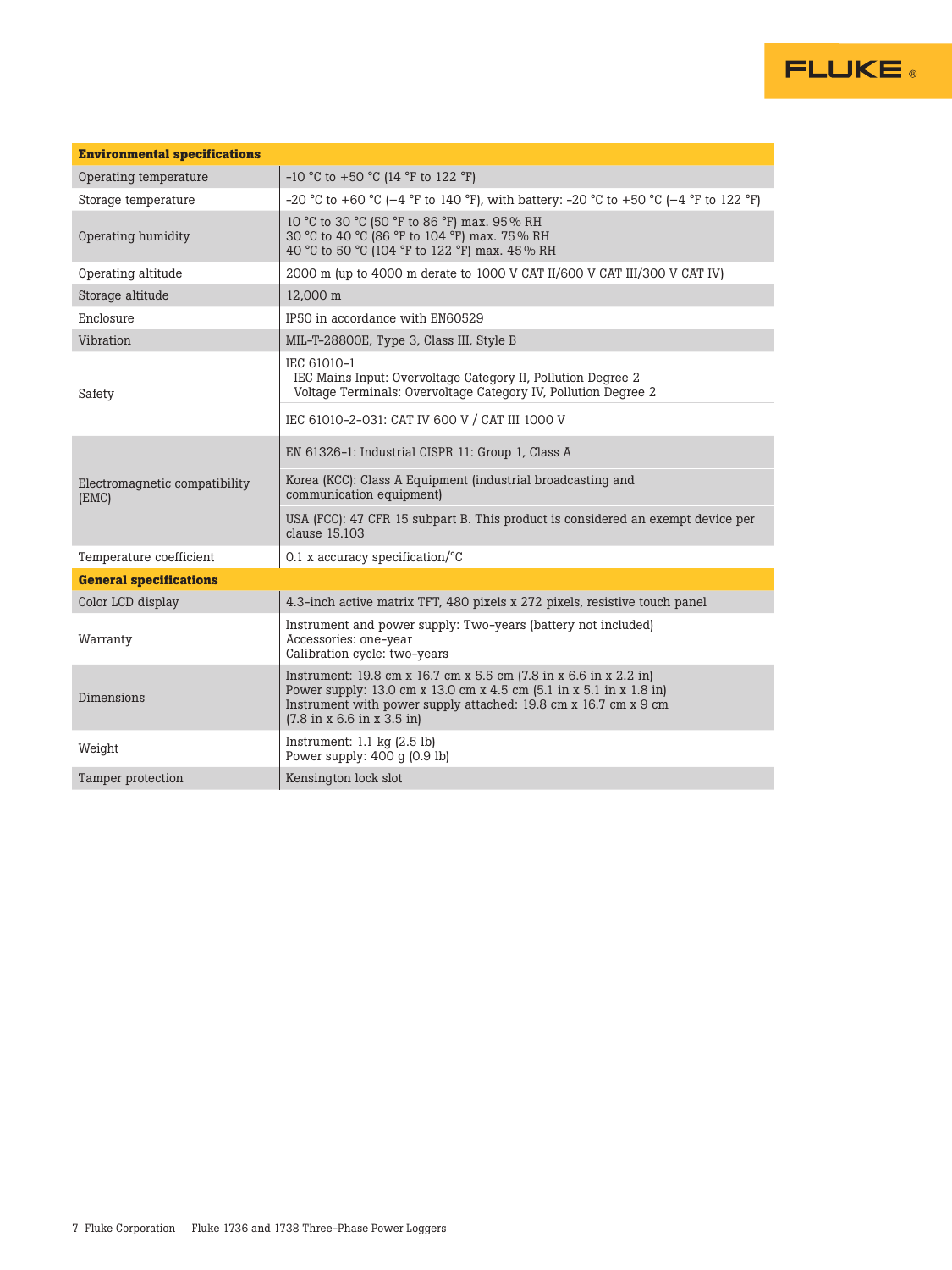| **Environmental specifications** | |
|---|---|
| Operating temperature | -10 °C to +50 °C (14 °F to 122 °F) |
| Storage temperature | -20 °C to +60 °C (–4 °F to 140 °F), with battery: -20 °C to +50 °C (–4 °F to 122 °F) |
| Operating humidity | 10 °C to 30 °C (50 °F to 86 °F) max. 95 % RH<br>30 °C to 40 °C (86 °F to 104 °F) max. 75 % RH<br>40 °C to 50 °C (104 °F to 122 °F) max. 45 % RH |
| Operating altitude | 2000 m (up to 4000 m derate to 1000 V CAT II/600 V CAT III/300 V CAT IV) |
| Storage altitude | 12,000 m |
| Enclosure | IP50 in accordance with EN60529 |
| Vibration | MIL-T-28800E, Type 3, Class III, Style B |
| Safety | IEC 61010-1<br>IEC Mains Input: Overvoltage Category II, Pollution Degree 2<br>Voltage Terminals: Overvoltage Category IV, Pollution Degree 2 |
| | IEC 61010-2-031: CAT IV 600 V / CAT III 1000 V |
| Electromagnetic compatibility (EMC) | EN 61326-1: Industrial CISPR 11: Group 1, Class A |
| | Korea (KCC): Class A Equipment (industrial broadcasting and communication equipment) |
| | USA (FCC): 47 CFR 15 subpart B. This product is considered an exempt device per clause 15.103 |
| Temperature coefficient | 0.1 x accuracy specification/°C |
| **General specifications** | |
| Color LCD display | 4.3-inch active matrix TFT, 480 pixels x 272 pixels, resistive touch panel |
| Warranty | Instrument and power supply: Two-years (battery not included)<br>Accessories: one-year<br>Calibration cycle: two-years |
| Dimensions | Instrument: 19.8 cm x 16.7 cm x 5.5 cm (7.8 in x 6.6 in x 2.2 in)<br>Power supply: 13.0 cm x 13.0 cm x 4.5 cm (5.1 in x 5.1 in x 1.8 in)<br>Instrument with power supply attached: 19.8 cm x 16.7 cm x 9 cm (7.8 in x 6.6 in x 3.5 in) |
| Weight | Instrument: 1.1 kg (2.5 lb)<br>Power supply: 400 g (0.9 lb) |
| Tamper protection | Kensington lock slot |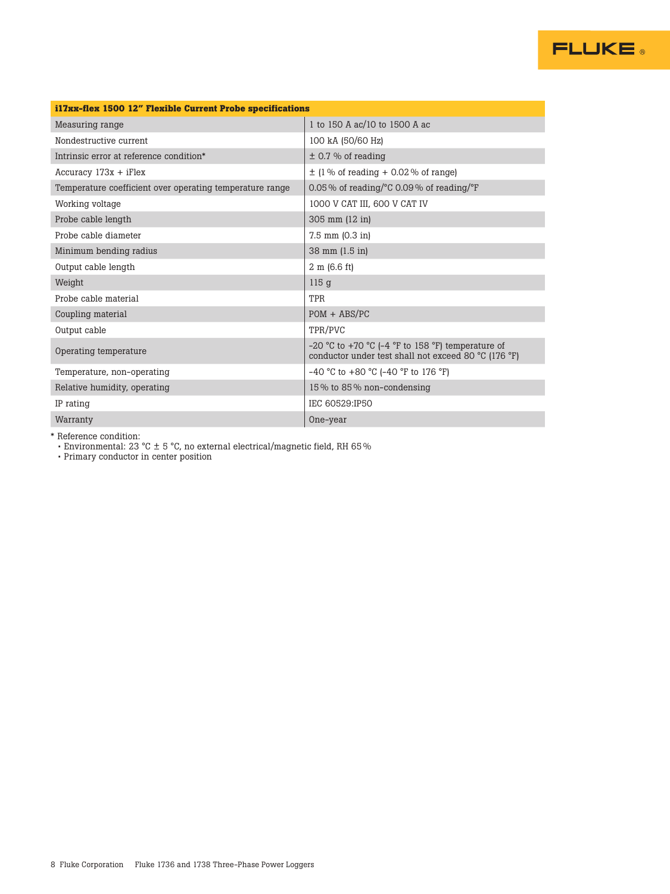| i17xx-flex 1500 12" Flexible Current Probe specifications | |
|---|---|
| Measuring range | 1 to 150 A ac/10 to 1500 A ac |
| Nondestructive current | 100 kA (50/60 Hz) |
| Intrinsic error at reference condition* | ± 0.7 % of reading |
| Accuracy 173x + iFlex | ± (1 % of reading + 0.02 % of range) |
| Temperature coefficient over operating temperature range | 0.05 % of reading/°C 0.09 % of reading/°F |
| Working voltage | 1000 V CAT III, 600 V CAT IV |
| Probe cable length | 305 mm (12 in) |
| Probe cable diameter | 7.5 mm (0.3 in) |
| Minimum bending radius | 38 mm (1.5 in) |
| Output cable length | 2 m (6.6 ft) |
| Weight | 115 g |
| Probe cable material | TPR |
| Coupling material | POM + ABS/PC |
| Output cable | TPR/PVC |
| Operating temperature | -20 °C to +70 °C (-4 °F to 158 °F) temperature of conductor under test shall not exceed 80 °C (176 °F) |
| Temperature, non-operating | -40 °C to +80 °C (-40 °F to 176 °F) |
| Relative humidity, operating | 15 % to 85 % non-condensing |
| IP rating | IEC 60529:IP50 |
| Warranty | One-year |

* Reference condition:
  - Environmental: 23 °C ± 5 °C, no external electrical/magnetic field, RH 65 %
  - Primary conductor in center position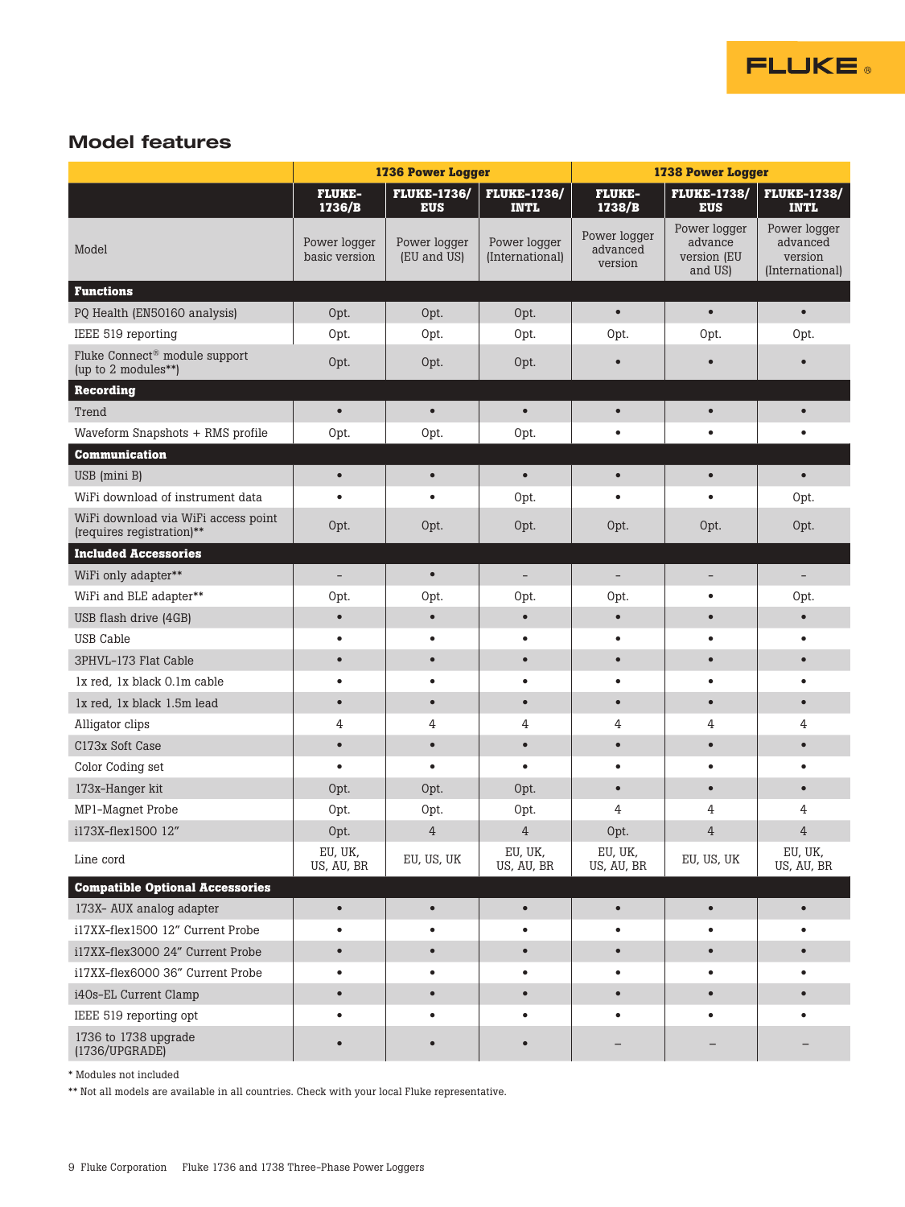## Model features

| | 1736 Power Logger | | | 1738 Power Logger | | |
|---|---|---|---|---|---|---|
| | FLUKE-1736/B | FLUKE-1736/EUS | FLUKE-1736/INTL | FLUKE-1738/B | FLUKE-1738/EUS | FLUKE-1738/INTL |
| Model | Power logger basic version | Power logger (EU and US) | Power logger (International) | Power logger advanced version | Power logger advance version (EU and US) | Power logger advanced version (International) |
| **Functions** | | | | | | |
| PQ Health (EN50160 analysis) | Opt. | Opt. | Opt. | • | • | • |
| IEEE 519 reporting | Opt. | Opt. | Opt. | Opt. | Opt. | Opt. |
| Fluke Connect® module support (up to 2 modules**) | Opt. | Opt. | Opt. | • | • | • |
| **Recording** | | | | | | |
| Trend | • | • | • | • | • | • |
| Waveform Snapshots + RMS profile | Opt. | Opt. | Opt. | • | • | • |
| **Communication** | | | | | | |
| USB (mini B) | • | • | • | • | • | • |
| WiFi download of instrument data | • | • | Opt. | • | • | Opt. |
| WiFi download via WiFi access point (requires registration)** | Opt. | Opt. | Opt. | Opt. | Opt. | Opt. |
| **Included Accessories** | | | | | | |
| WiFi only adapter** | – | • | – | – | – | – |
| WiFi and BLE adapter** | Opt. | Opt. | Opt. | Opt. | • | Opt. |
| USB flash drive (4GB) | • | • | • | • | • | • |
| USB Cable | • | • | • | • | • | • |
| 3PHVL-173 Flat Cable | • | • | • | • | • | • |
| 1x red, 1x black 0.1m cable | • | • | • | • | • | • |
| 1x red, 1x black 1.5m lead | • | • | • | • | • | • |
| Alligator clips | 4 | 4 | 4 | 4 | 4 | 4 |
| C173x Soft Case | • | • | • | • | • | • |
| Color Coding set | • | • | • | • | • | • |
| 173x-Hanger kit | Opt. | Opt. | Opt. | • | • | • |
| MP1-Magnet Probe | Opt. | Opt. | Opt. | 4 | 4 | 4 |
| i173X-flex1500 12” | Opt. | 4 | 4 | Opt. | 4 | 4 |
| Line cord | EU, UK, US, AU, BR | EU, US, UK | EU, UK, US, AU, BR | EU, UK, US, AU, BR | EU, US, UK | EU, UK, US, AU, BR |
| **Compatible Optional Accessories** | | | | | | |
| 173X- AUX analog adapter | • | • | • | • | • | • |
| i17XX-flex1500 12” Current Probe | • | • | • | • | • | • |
| i17XX-flex3000 24” Current Probe | • | • | • | • | • | • |
| i17XX-flex6000 36” Current Probe | • | • | • | • | • | • |
| i40s-EL Current Clamp | • | • | • | • | • | • |
| IEEE 519 reporting opt | • | • | • | • | • | • |
| 1736 to 1738 upgrade (1736/UPGRADE) | • | • | • | – | – | – |

* Modules not included

** Not all models are available in all countries. Check with your local Fluke representative.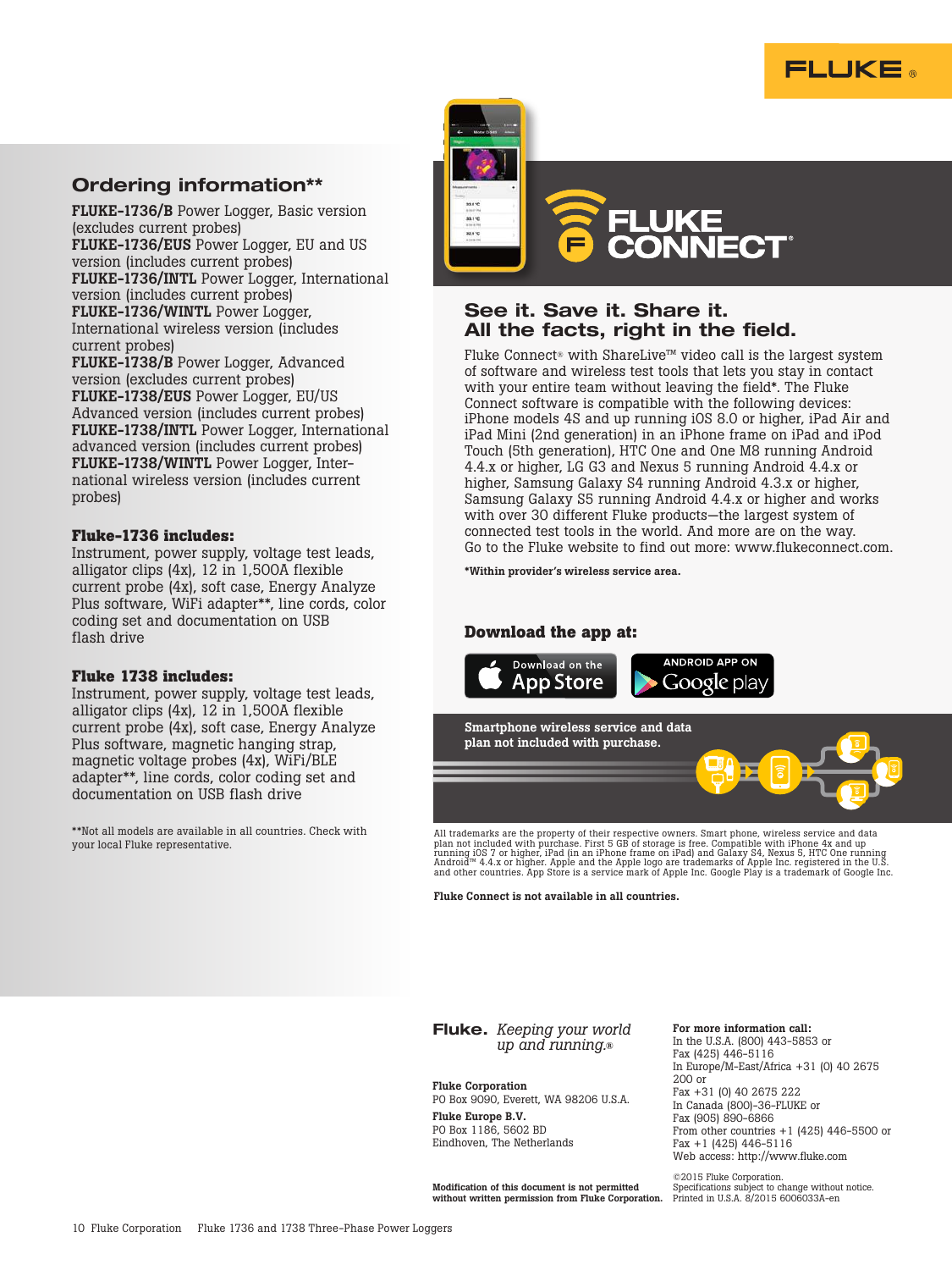## Ordering information**

**FLUKE-1736/B** Power Logger, Basic version (excludes current probes)
**FLUKE-1736/EUS** Power Logger, EU and US version (includes current probes)
**FLUKE-1736/INTL** Power Logger, International version (includes current probes)
**FLUKE-1736/WINTL** Power Logger, International wireless version (includes current probes)
**FLUKE-1738/B** Power Logger, Advanced version (excludes current probes)
**FLUKE-1738/EUS** Power Logger, EU/US Advanced version (includes current probes)
**FLUKE-1738/INTL** Power Logger, International advanced version (includes current probes)
**FLUKE-1738/WINTL** Power Logger, International wireless version (includes current probes)

### Fluke-1736 includes:

Instrument, power supply, voltage test leads, alligator clips (4x), 12 in 1,500A flexible current probe (4x), soft case, Energy Analyze Plus software, WiFi adapter**, line cords, color coding set and documentation on USB flash drive

### Fluke 1738 includes:

Instrument, power supply, voltage test leads, alligator clips (4x), 12 in 1,500A flexible current probe (4x), soft case, Energy Analyze Plus software, magnetic hanging strap, magnetic voltage probes (4x), WiFi/BLE adapter**, line cords, color coding set and documentation on USB flash drive

**Not all models are available in all countries. Check with your local Fluke representative.

## FLUKE CONNECT®

### See it. Save it. Share it.
### All the facts, right in the field.

Fluke Connect® with ShareLive™ video call is the largest system of software and wireless test tools that lets you stay in contact with your entire team without leaving the field*. The Fluke Connect software is compatible with the following devices: iPhone models 4S and up running iOS 8.0 or higher, iPad Air and iPad Mini (2nd generation) in an iPhone frame on iPad and iPod Touch (5th generation), HTC One and One M8 running Android 4.4.x or higher, LG G3 and Nexus 5 running Android 4.4.x or higher, Samsung Galaxy S4 running Android 4.3.x or higher, Samsung Galaxy S5 running Android 4.4.x or higher and works with over 30 different Fluke products—the largest system of connected test tools in the world. And more are on the way. Go to the Fluke website to find out more: www.flukeconnect.com.

***Within provider's wireless service area.**

**Download the app at:**

Download on the App Store

ANDROID APP ON Google play

**Smartphone wireless service and data plan not included with purchase.**

All trademarks are the property of their respective owners. Smart phone, wireless service and data plan not included with purchase. First 5 GB of storage is free. Compatible with iPhone 4x and up running iOS 7 or higher, iPad (in an iPhone frame on iPad) and Galaxy S4, Nexus 5, HTC One running Android™ 4.4.x or higher. Apple and the Apple logo are trademarks of Apple Inc. registered in the U.S. and other countries. App Store is a service mark of Apple Inc. Google Play is a trademark of Google Inc.

**Fluke Connect is not available in all countries.**

**Fluke.** *Keeping your world up and running.®*

**Fluke Corporation**
PO Box 9090, Everett, WA 98206 U.S.A.

**Fluke Europe B.V.**
PO Box 1186, 5602 BD
Eindhoven, The Netherlands

**For more information call:**
In the U.S.A. (800) 443-5853 or
Fax (425) 446-5116
In Europe/M-East/Africa +31 (0) 40 2675 200 or
Fax +31 (0) 40 2675 222
In Canada (800)-36-FLUKE or
Fax (905) 890-6866
From other countries +1 (425) 446-5500 or
Fax +1 (425) 446-5116
Web access: http://www.fluke.com

©2015 Fluke Corporation.
Specifications subject to change without notice.
Printed in U.S.A. 8/2015 6006033A-en

**Modification of this document is not permitted without written permission from Fluke Corporation.**